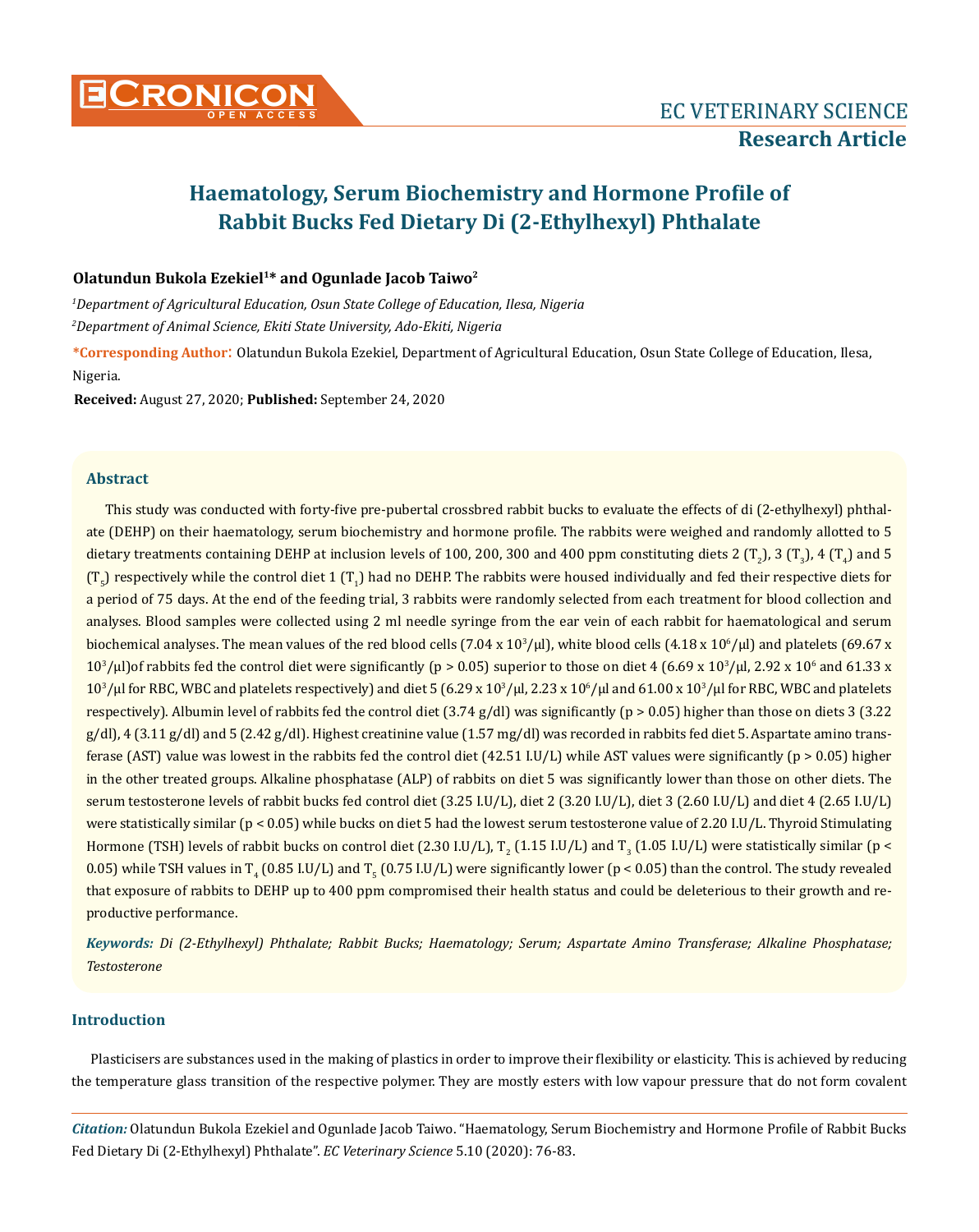# Haematology, Serum Biochemistry and Hormone Profile of Rabbit Bucks Fed Dietary Di (2-Ethylhexyl) Phthalate

**Olatundun Bukola Ezekiel[1]* and Ogunlade Jacob Taiwo[2]**

[1]*Department of Agricultural Education, Osun State College of Education, Ilesa, Nigeria*

[2]*Department of Animal Science, Ekiti State University, Ado-Ekiti, Nigeria*

***Corresponding Author**: Olatundun Bukola Ezekiel, Department of Agricultural Education, Osun State College of Education, Ilesa, Nigeria.

**Received:** August 27, 2020; **Published:** September 24, 2020

## Abstract

This study was conducted with forty-five pre-pubertal crossbred rabbit bucks to evaluate the effects of di (2-ethylhexyl) phthalate (DEHP) on their haematology, serum biochemistry and hormone profile. The rabbits were weighed and randomly allotted to 5 dietary treatments containing DEHP at inclusion levels of 100, 200, 300 and 400 ppm constituting diets 2 ($T_2$), 3 ($T_3$), 4 ($T_4$) and 5 ($T_5$) respectively while the control diet 1 ($T_1$) had no DEHP. The rabbits were housed individually and fed their respective diets for a period of 75 days. At the end of the feeding trial, 3 rabbits were randomly selected from each treatment for blood collection and analyses. Blood samples were collected using 2 ml needle syringe from the ear vein of each rabbit for haematological and serum biochemical analyses. The mean values of the red blood cells ($7.04 \times 10^3$/µl), white blood cells ($4.18 \times 10^6$/µl) and platelets ($69.67 \times 10^3$/µl)of rabbits fed the control diet were significantly ($p > 0.05$) superior to those on diet 4 ($6.69 \times 10^3$/µl, $2.92 \times 10^6$ and $61.33 \times 10^3$/µl for RBC, WBC and platelets respectively) and diet 5 ($6.29 \times 10^3$/µl, $2.23 \times 10^6$/µl and $61.00 \times 10^3$/µl for RBC, WBC and platelets respectively). Albumin level of rabbits fed the control diet (3.74 g/dl) was significantly ($p > 0.05$) higher than those on diets 3 (3.22 g/dl), 4 (3.11 g/dl) and 5 (2.42 g/dl). Highest creatinine value (1.57 mg/dl) was recorded in rabbits fed diet 5. Aspartate amino transferase (AST) value was lowest in the rabbits fed the control diet (42.51 I.U/L) while AST values were significantly ($p > 0.05$) higher in the other treated groups. Alkaline phosphatase (ALP) of rabbits on diet 5 was significantly lower than those on other diets. The serum testosterone levels of rabbit bucks fed control diet (3.25 I.U/L), diet 2 (3.20 I.U/L), diet 3 (2.60 I.U/L) and diet 4 (2.65 I.U/L) were statistically similar ($p < 0.05$) while bucks on diet 5 had the lowest serum testosterone value of 2.20 I.U/L. Thyroid Stimulating Hormone (TSH) levels of rabbit bucks on control diet (2.30 I.U/L), $T_2$ (1.15 I.U/L) and $T_3$ (1.05 I.U/L) were statistically similar ($p < 0.05$) while TSH values in $T_4$ (0.85 I.U/L) and $T_5$ (0.75 I.U/L) were significantly lower ($p < 0.05$) than the control. The study revealed that exposure of rabbits to DEHP up to 400 ppm compromised their health status and could be deleterious to their growth and reproductive performance.

***Keywords:*** *Di (2-Ethylhexyl) Phthalate; Rabbit Bucks; Haematology; Serum; Aspartate Amino Transferase; Alkaline Phosphatase; Testosterone*

## Introduction

Plasticisers are substances used in the making of plastics in order to improve their flexibility or elasticity. This is achieved by reducing the temperature glass transition of the respective polymer. They are mostly esters with low vapour pressure that do not form covalent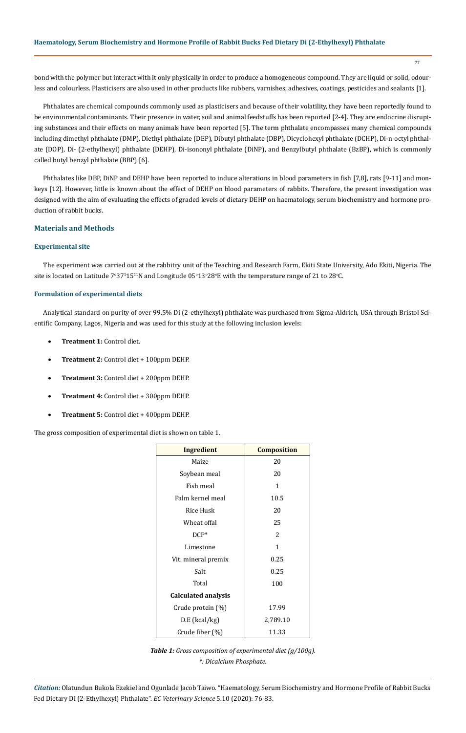bond with the polymer but interact with it only physically in order to produce a homogeneous compound. They are liquid or solid, odourless and colourless. Plasticisers are also used in other products like rubbers, varnishes, adhesives, coatings, pesticides and sealants [1].

Phthalates are chemical compounds commonly used as plasticisers and because of their volatility, they have been reportedly found to be environmental contaminants. Their presence in water, soil and animal feedstuffs has been reported [2-4]. They are endocrine disrupting substances and their effects on many animals have been reported [5]. The term phthalate encompasses many chemical compounds including dimethyl phthalate (DMP), Diethyl phthalate (DEP), Dibutyl phthalate (DBP), Dicyclohexyl phthalate (DCHP), Di-n-octyl phthalate (DOP), Di- (2-ethylhexyl) phthalate (DEHP), Di-isononyl phthalate (DiNP), and Benzylbutyl phthalate (BzBP), which is commonly called butyl benzyl phthalate (BBP) [6].

Phthalates like DBP, DiNP and DEHP have been reported to induce alterations in blood parameters in fish [7,8], rats [9-11] and monkeys [12]. However, little is known about the effect of DEHP on blood parameters of rabbits. Therefore, the present investigation was designed with the aim of evaluating the effects of graded levels of dietary DEHP on haematology, serum biochemistry and hormone production of rabbit bucks.

## Materials and Methods

### Experimental site

The experiment was carried out at the rabbitry unit of the Teaching and Research Farm, Ekiti State University, Ado Ekiti, Nigeria. The site is located on Latitude 7°37[1]15[11]N and Longitude 05°13°28°E with the temperature range of 21 to 28°C.

### Formulation of experimental diets

Analytical standard on purity of over 99.5% Di (2-ethylhexyl) phthalate was purchased from Sigma-Aldrich, USA through Bristol Scientific Company, Lagos, Nigeria and was used for this study at the following inclusion levels:

- **Treatment 1:** Control diet.
- **Treatment 2:** Control diet + 100ppm DEHP.
- **Treatment 3:** Control diet + 200ppm DEHP.
- **Treatment 4:** Control diet + 300ppm DEHP.
- **Treatment 5:** Control diet + 400ppm DEHP.

The gross composition of experimental diet is shown on table 1.

| Ingredient | Composition |
|---|---|
| Maize | 20 |
| Soybean meal | 20 |
| Fish meal | 1 |
| Palm kernel meal | 10.5 |
| Rice Husk | 20 |
| Wheat offal | 25 |
| DCP* | 2 |
| Limestone | 1 |
| Vit. mineral premix | 0.25 |
| Salt | 0.25 |
| Total | 100 |
| **Calculated analysis** | |
| Crude protein (%) | 17.99 |
| D.E (kcal/kg) | 2,789.10 |
| Crude fiber (%) | 11.33 |

***Table 1:*** *Gross composition of experimental diet (g/100g).*
*\*: Dicalcium Phosphate.*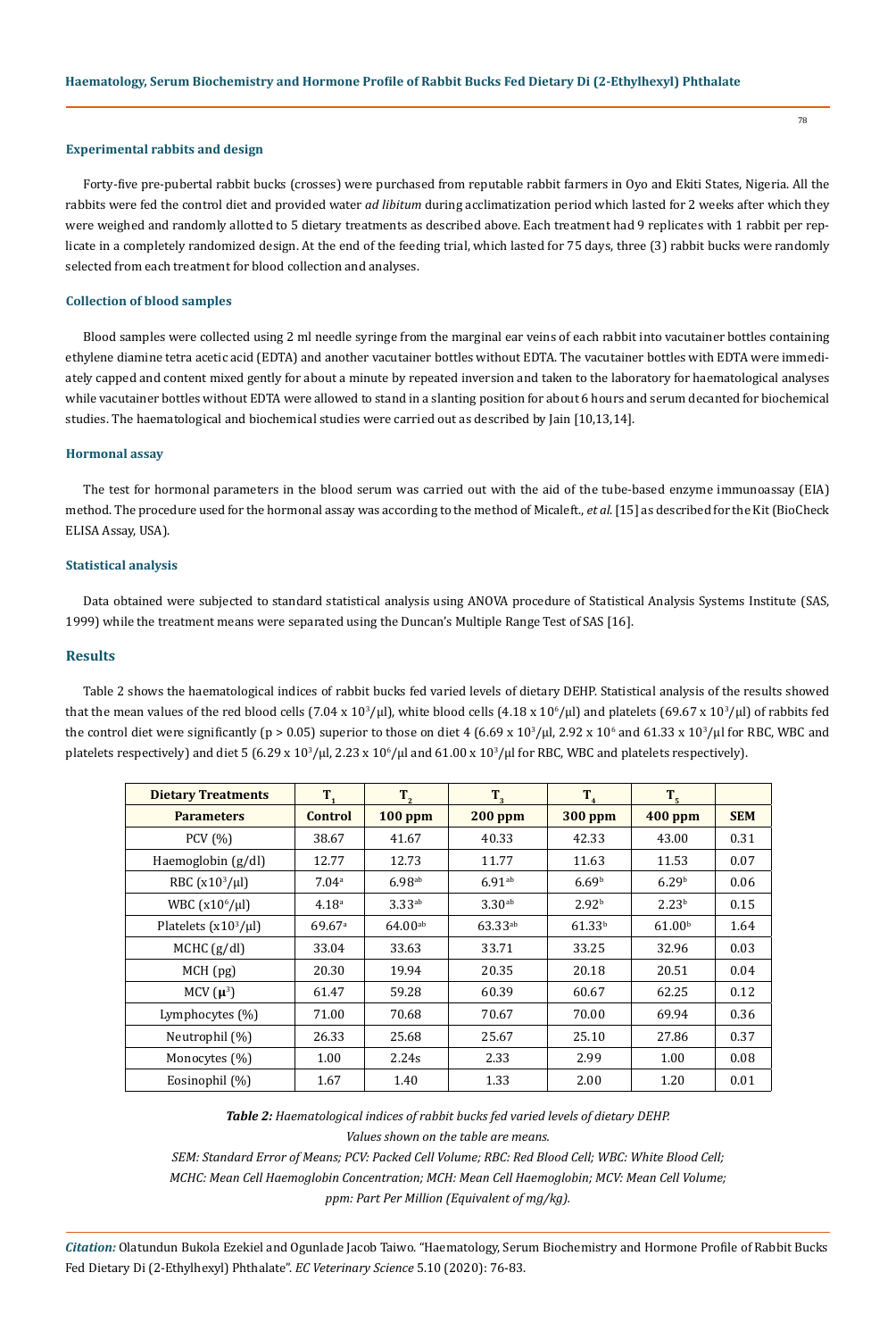### Experimental rabbits and design

Forty-five pre-pubertal rabbit bucks (crosses) were purchased from reputable rabbit farmers in Oyo and Ekiti States, Nigeria. All the rabbits were fed the control diet and provided water *ad libitum* during acclimatization period which lasted for 2 weeks after which they were weighed and randomly allotted to 5 dietary treatments as described above. Each treatment had 9 replicates with 1 rabbit per replicate in a completely randomized design. At the end of the feeding trial, which lasted for 75 days, three (3) rabbit bucks were randomly selected from each treatment for blood collection and analyses.

### Collection of blood samples

Blood samples were collected using 2 ml needle syringe from the marginal ear veins of each rabbit into vacutainer bottles containing ethylene diamine tetra acetic acid (EDTA) and another vacutainer bottles without EDTA. The vacutainer bottles with EDTA were immediately capped and content mixed gently for about a minute by repeated inversion and taken to the laboratory for haematological analyses while vacutainer bottles without EDTA were allowed to stand in a slanting position for about 6 hours and serum decanted for biochemical studies. The haematological and biochemical studies were carried out as described by Jain [10,13,14].

### Hormonal assay

The test for hormonal parameters in the blood serum was carried out with the aid of the tube-based enzyme immunoassay (EIA) method. The procedure used for the hormonal assay was according to the method of Micaleft., *et al*. [15] as described for the Kit (BioCheck ELISA Assay, USA).

### Statistical analysis

Data obtained were subjected to standard statistical analysis using ANOVA procedure of Statistical Analysis Systems Institute (SAS, 1999) while the treatment means were separated using the Duncan's Multiple Range Test of SAS [16].

## Results

Table 2 shows the haematological indices of rabbit bucks fed varied levels of dietary DEHP. Statistical analysis of the results showed that the mean values of the red blood cells (7.04 x $10^3$/μl), white blood cells (4.18 x $10^6$/μl) and platelets (69.67 x $10^3$/μl) of rabbits fed the control diet were significantly ($p > 0.05$) superior to those on diet 4 (6.69 x $10^3$/μl, 2.92 x $10^6$ and 61.33 x $10^3$/μl for RBC, WBC and platelets respectively) and diet 5 (6.29 x $10^3$/μl, 2.23 x $10^6$/μl and 61.00 x $10^3$/μl for RBC, WBC and platelets respectively).

| Dietary Treatments | $T_1$ | $T_2$ | $T_3$ | $T_4$ | $T_5$ | |
|---|---|---|---|---|---|---|
| **Parameters** | **Control** | **100 ppm** | **200 ppm** | **300 ppm** | **400 ppm** | **SEM** |
| PCV (%) | 38.67 | 41.67 | 40.33 | 42.33 | 43.00 | 0.31 |
| Haemoglobin (g/dl) | 12.77 | 12.73 | 11.77 | 11.63 | 11.53 | 0.07 |
| RBC (x$10^3$/μl) | $7.04^a$ | $6.98^{ab}$ | $6.91^{ab}$ | $6.69^b$ | $6.29^b$ | 0.06 |
| WBC (x$10^6$/μl) | $4.18^a$ | $3.33^{ab}$ | $3.30^{ab}$ | $2.92^b$ | $2.23^b$ | 0.15 |
| Platelets (x$10^3$/μl) | $69.67^a$ | $64.00^{ab}$ | $63.33^{ab}$ | $61.33^b$ | $61.00^b$ | 1.64 |
| MCHC (g/dl) | 33.04 | 33.63 | 33.71 | 33.25 | 32.96 | 0.03 |
| MCH (pg) | 20.30 | 19.94 | 20.35 | 20.18 | 20.51 | 0.04 |
| MCV ($\mu^3$) | 61.47 | 59.28 | 60.39 | 60.67 | 62.25 | 0.12 |
| Lymphocytes (%) | 71.00 | 70.68 | 70.67 | 70.00 | 69.94 | 0.36 |
| Neutrophil (%) | 26.33 | 25.68 | 25.67 | 25.10 | 27.86 | 0.37 |
| Monocytes (%) | 1.00 | 2.24s | 2.33 | 2.99 | 1.00 | 0.08 |
| Eosinophil (%) | 1.67 | 1.40 | 1.33 | 2.00 | 1.20 | 0.01 |

***Table 2:*** *Haematological indices of rabbit bucks fed varied levels of dietary DEHP.*
*Values shown on the table are means.*
*SEM: Standard Error of Means; PCV: Packed Cell Volume; RBC: Red Blood Cell; WBC: White Blood Cell; MCHC: Mean Cell Haemoglobin Concentration; MCH: Mean Cell Haemoglobin; MCV: Mean Cell Volume; ppm: Part Per Million (Equivalent of mg/kg).*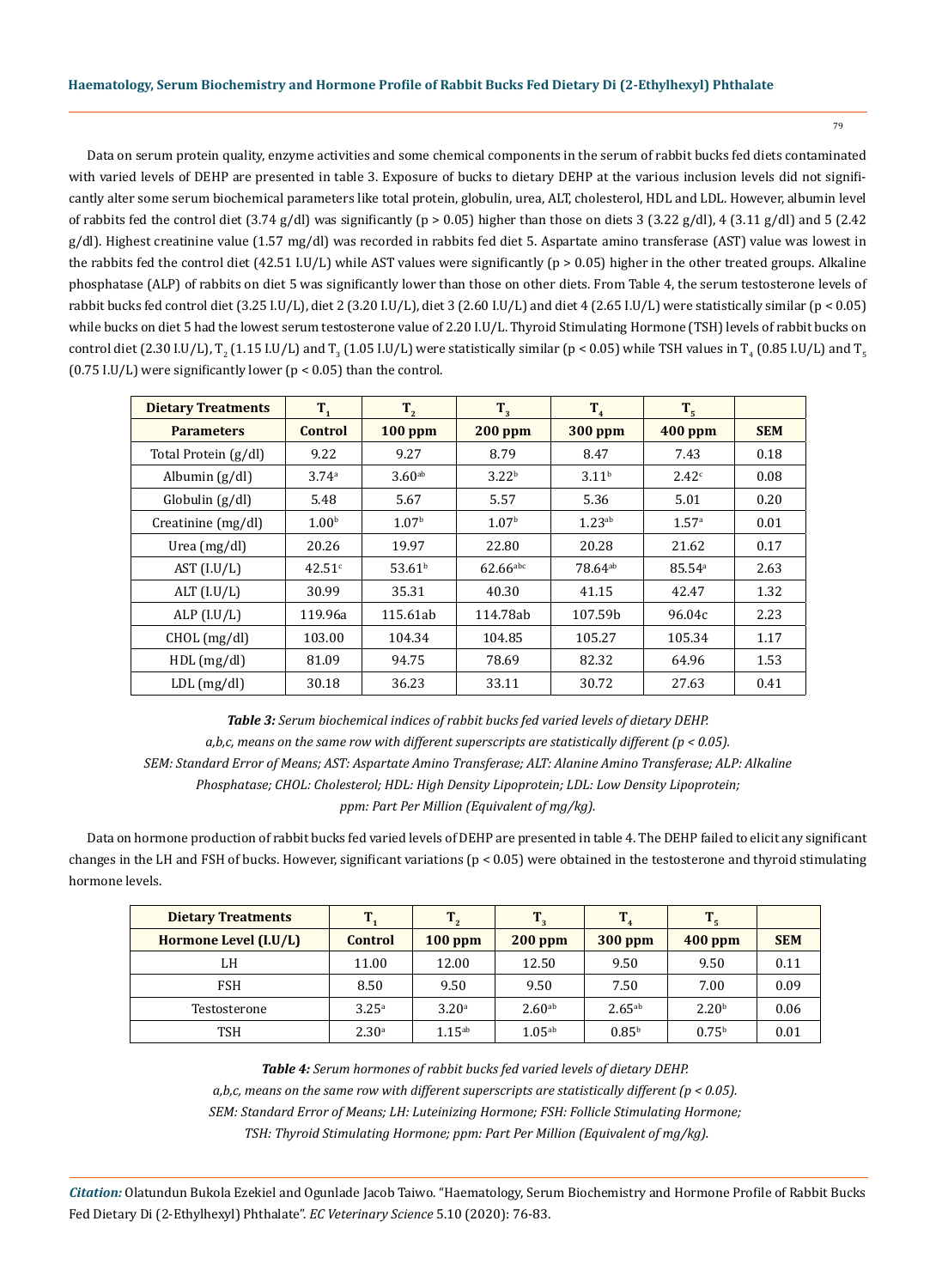Data on serum protein quality, enzyme activities and some chemical components in the serum of rabbit bucks fed diets contaminated with varied levels of DEHP are presented in table 3. Exposure of bucks to dietary DEHP at the various inclusion levels did not significantly alter some serum biochemical parameters like total protein, globulin, urea, ALT, cholesterol, HDL and LDL. However, albumin level of rabbits fed the control diet (3.74 g/dl) was significantly ($p > 0.05$) higher than those on diets 3 (3.22 g/dl), 4 (3.11 g/dl) and 5 (2.42 g/dl). Highest creatinine value (1.57 mg/dl) was recorded in rabbits fed diet 5. Aspartate amino transferase (AST) value was lowest in the rabbits fed the control diet (42.51 I.U/L) while AST values were significantly ($p > 0.05$) higher in the other treated groups. Alkaline phosphatase (ALP) of rabbits on diet 5 was significantly lower than those on other diets. From Table 4, the serum testosterone levels of rabbit bucks fed control diet (3.25 I.U/L), diet 2 (3.20 I.U/L), diet 3 (2.60 I.U/L) and diet 4 (2.65 I.U/L) were statistically similar ($p < 0.05$) while bucks on diet 5 had the lowest serum testosterone value of 2.20 I.U/L. Thyroid Stimulating Hormone (TSH) levels of rabbit bucks on control diet (2.30 I.U/L), $T_2$ (1.15 I.U/L) and $T_3$ (1.05 I.U/L) were statistically similar ($p < 0.05$) while TSH values in $T_4$ (0.85 I.U/L) and $T_5$ (0.75 I.U/L) were significantly lower ($p < 0.05$) than the control.

| Dietary Treatments | $T_1$ | $T_2$ | $T_3$ | $T_4$ | $T_5$ | |
|---|---|---|---|---|---|---|
| **Parameters** | **Control** | **100 ppm** | **200 ppm** | **300 ppm** | **400 ppm** | **SEM** |
| Total Protein (g/dl) | 9.22 | 9.27 | 8.79 | 8.47 | 7.43 | 0.18 |
| Albumin (g/dl) | $3.74^{a}$ | $3.60^{ab}$ | $3.22^{b}$ | $3.11^{b}$ | $2.42^{c}$ | 0.08 |
| Globulin (g/dl) | 5.48 | 5.67 | 5.57 | 5.36 | 5.01 | 0.20 |
| Creatinine (mg/dl) | $1.00^{b}$ | $1.07^{b}$ | $1.07^{b}$ | $1.23^{ab}$ | $1.57^{a}$ | 0.01 |
| Urea (mg/dl) | 20.26 | 19.97 | 22.80 | 20.28 | 21.62 | 0.17 |
| AST (I.U/L) | $42.51^{c}$ | $53.61^{b}$ | $62.66^{abc}$ | $78.64^{ab}$ | $85.54^{a}$ | 2.63 |
| ALT (I.U/L) | 30.99 | 35.31 | 40.30 | 41.15 | 42.47 | 1.32 |
| ALP (I.U/L) | 119.96a | 115.61ab | 114.78ab | 107.59b | 96.04c | 2.23 |
| CHOL (mg/dl) | 103.00 | 104.34 | 104.85 | 105.27 | 105.34 | 1.17 |
| HDL (mg/dl) | 81.09 | 94.75 | 78.69 | 82.32 | 64.96 | 1.53 |
| LDL (mg/dl) | 30.18 | 36.23 | 33.11 | 30.72 | 27.63 | 0.41 |

***Table 3:*** *Serum biochemical indices of rabbit bucks fed varied levels of dietary DEHP.*
*a,b,c, means on the same row with different superscripts are statistically different ($p < 0.05$).*
*SEM: Standard Error of Means; AST: Aspartate Amino Transferase; ALT: Alanine Amino Transferase; ALP: Alkaline Phosphatase; CHOL: Cholesterol; HDL: High Density Lipoprotein; LDL: Low Density Lipoprotein; ppm: Part Per Million (Equivalent of mg/kg).*

Data on hormone production of rabbit bucks fed varied levels of DEHP are presented in table 4. The DEHP failed to elicit any significant changes in the LH and FSH of bucks. However, significant variations ($p < 0.05$) were obtained in the testosterone and thyroid stimulating hormone levels.

| Dietary Treatments | $T_1$ | $T_2$ | $T_3$ | $T_4$ | $T_5$ | |
|---|---|---|---|---|---|---|
| **Hormone Level (I.U/L)** | **Control** | **100 ppm** | **200 ppm** | **300 ppm** | **400 ppm** | **SEM** |
| LH | 11.00 | 12.00 | 12.50 | 9.50 | 9.50 | 0.11 |
| FSH | 8.50 | 9.50 | 9.50 | 7.50 | 7.00 | 0.09 |
| Testosterone | $3.25^{a}$ | $3.20^{a}$ | $2.60^{ab}$ | $2.65^{ab}$ | $2.20^{b}$ | 0.06 |
| TSH | $2.30^{a}$ | $1.15^{ab}$ | $1.05^{ab}$ | $0.85^{b}$ | $0.75^{b}$ | 0.01 |

***Table 4:*** *Serum hormones of rabbit bucks fed varied levels of dietary DEHP.*
*a,b,c, means on the same row with different superscripts are statistically different ($p < 0.05$).*
*SEM: Standard Error of Means; LH: Luteinizing Hormone; FSH: Follicle Stimulating Hormone; TSH: Thyroid Stimulating Hormone; ppm: Part Per Million (Equivalent of mg/kg).*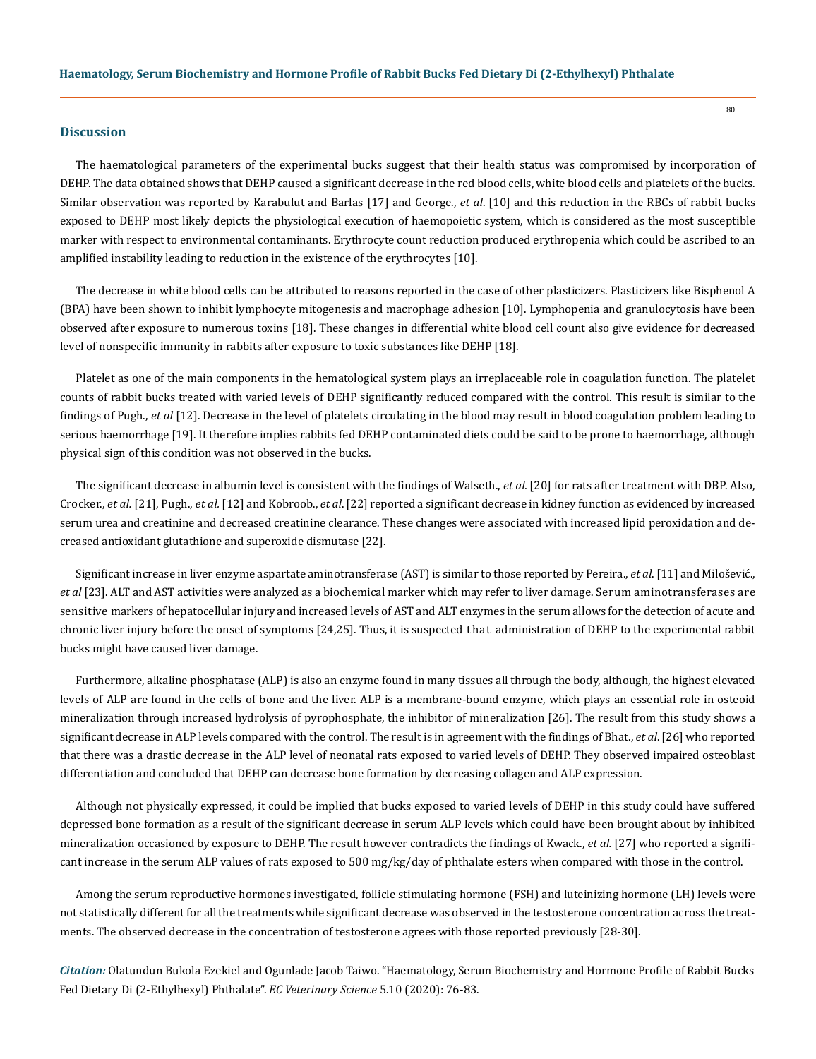## Discussion

The haematological parameters of the experimental bucks suggest that their health status was compromised by incorporation of DEHP. The data obtained shows that DEHP caused a significant decrease in the red blood cells, white blood cells and platelets of the bucks. Similar observation was reported by Karabulut and Barlas [17] and George., *et al*. [10] and this reduction in the RBCs of rabbit bucks exposed to DEHP most likely depicts the physiological execution of haemopoietic system, which is considered as the most susceptible marker with respect to environmental contaminants. Erythrocyte count reduction produced erythropenia which could be ascribed to an amplified instability leading to reduction in the existence of the erythrocytes [10].

The decrease in white blood cells can be attributed to reasons reported in the case of other plasticizers. Plasticizers like Bisphenol A (BPA) have been shown to inhibit lymphocyte mitogenesis and macrophage adhesion [10]. Lymphopenia and granulocytosis have been observed after exposure to numerous toxins [18]. These changes in differential white blood cell count also give evidence for decreased level of nonspecific immunity in rabbits after exposure to toxic substances like DEHP [18].

Platelet as one of the main components in the hematological system plays an irreplaceable role in coagulation function. The platelet counts of rabbit bucks treated with varied levels of DEHP significantly reduced compared with the control. This result is similar to the findings of Pugh., *et al* [12]. Decrease in the level of platelets circulating in the blood may result in blood coagulation problem leading to serious haemorrhage [19]. It therefore implies rabbits fed DEHP contaminated diets could be said to be prone to haemorrhage, although physical sign of this condition was not observed in the bucks.

The significant decrease in albumin level is consistent with the findings of Walseth., *et al*. [20] for rats after treatment with DBP. Also, Crocker., *et al.* [21], Pugh., *et al.* [12] and Kobroob., *et al*. [22] reported a significant decrease in kidney function as evidenced by increased serum urea and creatinine and decreased creatinine clearance. These changes were associated with increased lipid peroxidation and decreased antioxidant glutathione and superoxide dismutase [22].

Significant increase in liver enzyme aspartate aminotransferase (AST) is similar to those reported by Pereira., *et al*. [11] and Milošević., *et al* [23]. ALT and AST activities were analyzed as a biochemical marker which may refer to liver damage. Serum aminotransferases are sensitive markers of hepatocellular injury and increased levels of AST and ALT enzymes in the serum allows for the detection of acute and chronic liver injury before the onset of symptoms [24,25]. Thus, it is suspected that administration of DEHP to the experimental rabbit bucks might have caused liver damage.

Furthermore, alkaline phosphatase (ALP) is also an enzyme found in many tissues all through the body, although, the highest elevated levels of ALP are found in the cells of bone and the liver. ALP is a membrane-bound enzyme, which plays an essential role in osteoid mineralization through increased hydrolysis of pyrophosphate, the inhibitor of mineralization [26]. The result from this study shows a significant decrease in ALP levels compared with the control. The result is in agreement with the findings of Bhat., *et al*. [26] who reported that there was a drastic decrease in the ALP level of neonatal rats exposed to varied levels of DEHP. They observed impaired osteoblast differentiation and concluded that DEHP can decrease bone formation by decreasing collagen and ALP expression.

Although not physically expressed, it could be implied that bucks exposed to varied levels of DEHP in this study could have suffered depressed bone formation as a result of the significant decrease in serum ALP levels which could have been brought about by inhibited mineralization occasioned by exposure to DEHP. The result however contradicts the findings of Kwack., *et al.* [27] who reported a significant increase in the serum ALP values of rats exposed to 500 mg/kg/day of phthalate esters when compared with those in the control.

Among the serum reproductive hormones investigated, follicle stimulating hormone (FSH) and luteinizing hormone (LH) levels were not statistically different for all the treatments while significant decrease was observed in the testosterone concentration across the treatments. The observed decrease in the concentration of testosterone agrees with those reported previously [28-30].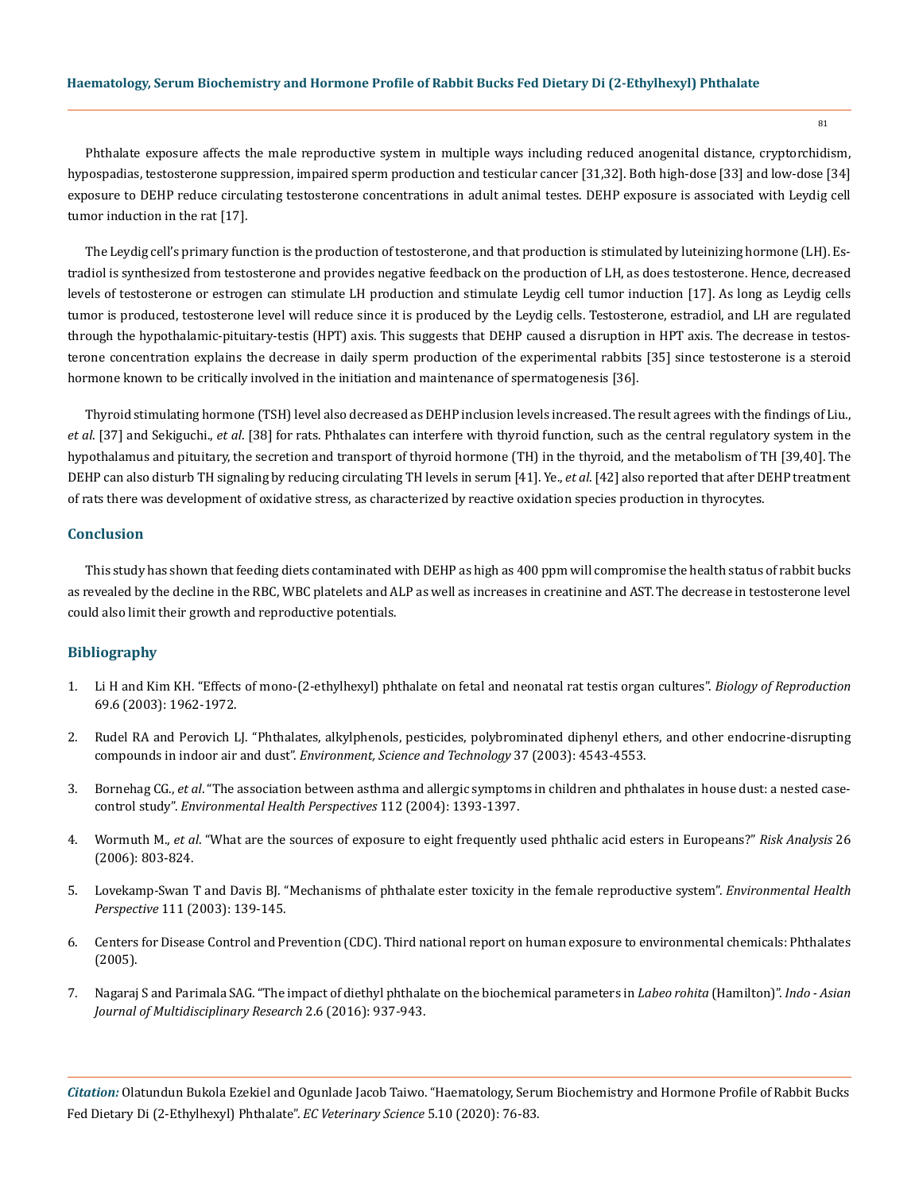Phthalate exposure affects the male reproductive system in multiple ways including reduced anogenital distance, cryptorchidism, hypospadias, testosterone suppression, impaired sperm production and testicular cancer [31,32]. Both high-dose [33] and low-dose [34] exposure to DEHP reduce circulating testosterone concentrations in adult animal testes. DEHP exposure is associated with Leydig cell tumor induction in the rat [17].

The Leydig cell's primary function is the production of testosterone, and that production is stimulated by luteinizing hormone (LH). Estradiol is synthesized from testosterone and provides negative feedback on the production of LH, as does testosterone. Hence, decreased levels of testosterone or estrogen can stimulate LH production and stimulate Leydig cell tumor induction [17]. As long as Leydig cells tumor is produced, testosterone level will reduce since it is produced by the Leydig cells. Testosterone, estradiol, and LH are regulated through the hypothalamic-pituitary-testis (HPT) axis. This suggests that DEHP caused a disruption in HPT axis. The decrease in testosterone concentration explains the decrease in daily sperm production of the experimental rabbits [35] since testosterone is a steroid hormone known to be critically involved in the initiation and maintenance of spermatogenesis [36].

Thyroid stimulating hormone (TSH) level also decreased as DEHP inclusion levels increased. The result agrees with the findings of Liu., *et al*. [37] and Sekiguchi., *et al*. [38] for rats. Phthalates can interfere with thyroid function, such as the central regulatory system in the hypothalamus and pituitary, the secretion and transport of thyroid hormone (TH) in the thyroid, and the metabolism of TH [39,40]. The DEHP can also disturb TH signaling by reducing circulating TH levels in serum [41]. Ye., *et al*. [42] also reported that after DEHP treatment of rats there was development of oxidative stress, as characterized by reactive oxidation species production in thyrocytes.

## Conclusion

This study has shown that feeding diets contaminated with DEHP as high as 400 ppm will compromise the health status of rabbit bucks as revealed by the decline in the RBC, WBC platelets and ALP as well as increases in creatinine and AST. The decrease in testosterone level could also limit their growth and reproductive potentials.

## Bibliography

1. Li H and Kim KH. "Effects of mono-(2-ethylhexyl) phthalate on fetal and neonatal rat testis organ cultures". *Biology of Reproduction* 69.6 (2003): 1962-1972.
2. Rudel RA and Perovich LJ. "Phthalates, alkylphenols, pesticides, polybrominated diphenyl ethers, and other endocrine-disrupting compounds in indoor air and dust". *Environment, Science and Technology* 37 (2003): 4543-4553.
3. Bornehag CG., *et al*. "The association between asthma and allergic symptoms in children and phthalates in house dust: a nested case-control study". *Environmental Health Perspectives* 112 (2004): 1393-1397.
4. Wormuth M., *et al*. "What are the sources of exposure to eight frequently used phthalic acid esters in Europeans?" *Risk Analysis* 26 (2006): 803-824.
5. Lovekamp-Swan T and Davis BJ. "Mechanisms of phthalate ester toxicity in the female reproductive system". *Environmental Health Perspective* 111 (2003): 139-145.
6. Centers for Disease Control and Prevention (CDC). Third national report on human exposure to environmental chemicals: Phthalates (2005).
7. Nagaraj S and Parimala SAG. "The impact of diethyl phthalate on the biochemical parameters in *Labeo rohita* (Hamilton)". *Indo - Asian Journal of Multidisciplinary Research* 2.6 (2016): 937-943.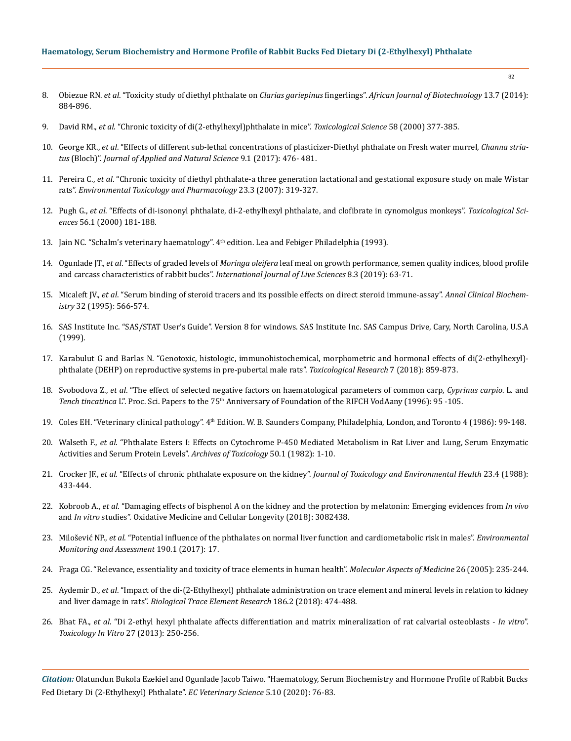8. Obiezue RN. *et al*. "Toxicity study of diethyl phthalate on *Clarias gariepinus* fingerlings". *African Journal of Biotechnology* 13.7 (2014): 884-896.

9. David RM., *et al*. "Chronic toxicity of di(2-ethylhexyl)phthalate in mice". *Toxicological Science* 58 (2000) 377-385.

10. George KR., *et al*. "Effects of different sub-lethal concentrations of plasticizer-Diethyl phthalate on Fresh water murrel, *Channa striatus* (Bloch)". *Journal of Applied and Natural Science* 9.1 (2017): 476- 481.

11. Pereira C., *et al*. "Chronic toxicity of diethyl phthalate-a three generation lactational and gestational exposure study on male Wistar rats". *Environmental Toxicology and Pharmacology* 23.3 (2007): 319-327.

12. Pugh G., *et al*. "Effects of di-isononyl phthalate, di-2-ethylhexyl phthalate, and clofibrate in cynomolgus monkeys". *Toxicological Sciences* 56.1 (2000) 181-188.

13. Jain NC. "Schalm's veterinary haematology". 4th edition. Lea and Febiger Philadelphia (1993).

14. Ogunlade JT., *et al*. "Effects of graded levels of *Moringa oleifera* leaf meal on growth performance, semen quality indices, blood profile and carcass characteristics of rabbit bucks". *International Journal of Live Sciences* 8.3 (2019): 63-71.

15. Micaleft JV., *et al*. "Serum binding of steroid tracers and its possible effects on direct steroid immune-assay". *Annal Clinical Biochemistry* 32 (1995): 566-574.

16. SAS Institute Inc. "SAS/STAT User's Guide". Version 8 for windows. SAS Institute Inc. SAS Campus Drive, Cary, North Carolina, U.S.A (1999).

17. Karabulut G and Barlas N. "Genotoxic, histologic, immunohistochemical, morphometric and hormonal effects of di(2-ethylhexyl)-phthalate (DEHP) on reproductive systems in pre-pubertal male rats". *Toxicological Research* 7 (2018): 859-873.

18. Svobodova Z., *et al*. "The effect of selected negative factors on haematological parameters of common carp, *Cyprinus carpio*. L. and *Tench tincatinca* L". Proc. Sci. Papers to the 75th Anniversary of Foundation of the RIFCH VodAany (1996): 95 -105.

19. Coles EH. "Veterinary clinical pathology". 4th Edition. W. B. Saunders Company, Philadelphia, London, and Toronto 4 (1986): 99-148.

20. Walseth F., *et al*. "Phthalate Esters I: Effects on Cytochrome P-450 Mediated Metabolism in Rat Liver and Lung, Serum Enzymatic Activities and Serum Protein Levels". *Archives of Toxicology* 50.1 (1982): 1-10.

21. Crocker JF., *et al*. "Effects of chronic phthalate exposure on the kidney". *Journal of Toxicology and Environmental Health* 23.4 (1988): 433-444.

22. Kobroob A., *et al*. "Damaging effects of bisphenol A on the kidney and the protection by melatonin: Emerging evidences from *In vivo* and *In vitro* studies". Oxidative Medicine and Cellular Longevity (2018): 3082438.

23. Milošević NP., *et al*. "Potential influence of the phthalates on normal liver function and cardiometabolic risk in males". *Environmental Monitoring and Assessment* 190.1 (2017): 17.

24. Fraga CG. "Relevance, essentiality and toxicity of trace elements in human health". *Molecular Aspects of Medicine* 26 (2005): 235-244.

25. Aydemir D., *et al*. "Impact of the di-(2-Ethylhexyl) phthalate administration on trace element and mineral levels in relation to kidney and liver damage in rats". *Biological Trace Element Research* 186.2 (2018): 474-488.

26. Bhat FA., *et al*. "Di 2-ethyl hexyl phthalate affects differentiation and matrix mineralization of rat calvarial osteoblasts - *In vitro*". *Toxicology In Vitro* 27 (2013): 250-256.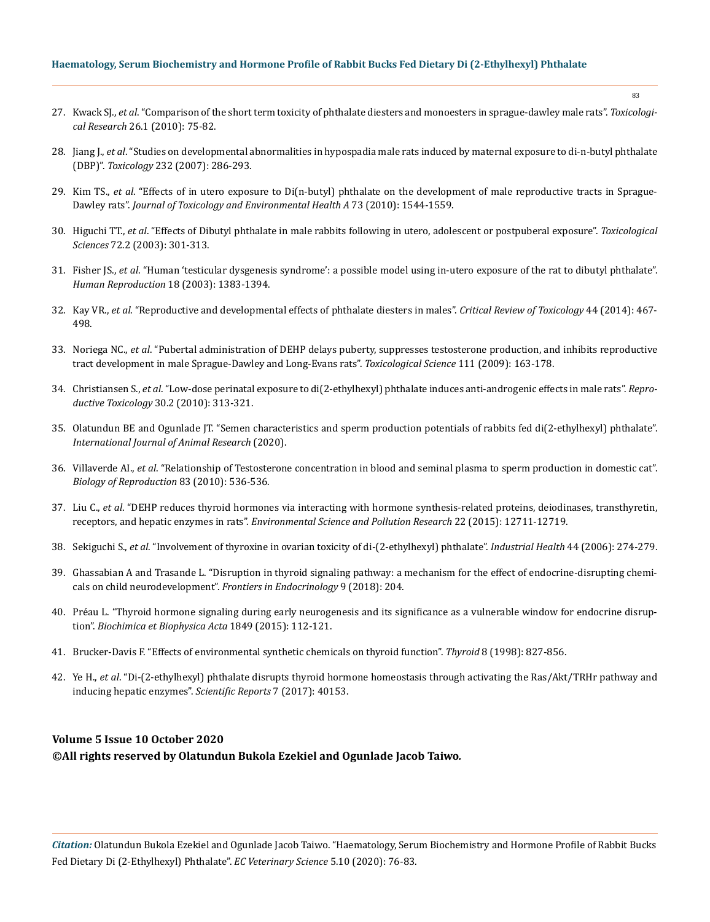27. Kwack SJ., *et al.* "Comparison of the short term toxicity of phthalate diesters and monoesters in sprague-dawley male rats". *Toxicological Research* 26.1 (2010): 75-82.

28. Jiang J., *et al*. "Studies on developmental abnormalities in hypospadia male rats induced by maternal exposure to di-n-butyl phthalate (DBP)". *Toxicology* 232 (2007): 286-293.

29. Kim TS., *et al*. "Effects of in utero exposure to Di(n-butyl) phthalate on the development of male reproductive tracts in Sprague-Dawley rats". *Journal of Toxicology and Environmental Health A* 73 (2010): 1544-1559.

30. Higuchi TT., *et al*. "Effects of Dibutyl phthalate in male rabbits following in utero, adolescent or postpuberal exposure". *Toxicological Sciences* 72.2 (2003): 301-313.

31. Fisher JS., *et al*. "Human 'testicular dysgenesis syndrome': a possible model using in-utero exposure of the rat to dibutyl phthalate". *Human Reproduction* 18 (2003): 1383-1394.

32. Kay VR., *et al*. "Reproductive and developmental effects of phthalate diesters in males". *Critical Review of Toxicology* 44 (2014): 467-498.

33. Noriega NC., *et al*. "Pubertal administration of DEHP delays puberty, suppresses testosterone production, and inhibits reproductive tract development in male Sprague-Dawley and Long-Evans rats". *Toxicological Science* 111 (2009): 163-178.

34. Christiansen S., *et al*. "Low-dose perinatal exposure to di(2-ethylhexyl) phthalate induces anti-androgenic effects in male rats". *Reproductive Toxicology* 30.2 (2010): 313-321.

35. Olatundun BE and Ogunlade JT. "Semen characteristics and sperm production potentials of rabbits fed di(2-ethylhexyl) phthalate". *International Journal of Animal Research* (2020).

36. Villaverde AI., *et al*. "Relationship of Testosterone concentration in blood and seminal plasma to sperm production in domestic cat". *Biology of Reproduction* 83 (2010): 536-536.

37. Liu C., *et al*. "DEHP reduces thyroid hormones via interacting with hormone synthesis-related proteins, deiodinases, transthyretin, receptors, and hepatic enzymes in rats". *Environmental Science and Pollution Research* 22 (2015): 12711-12719.

38. Sekiguchi S., *et al*. "Involvement of thyroxine in ovarian toxicity of di-(2-ethylhexyl) phthalate". *Industrial Health* 44 (2006): 274-279.

39. Ghassabian A and Trasande L. "Disruption in thyroid signaling pathway: a mechanism for the effect of endocrine-disrupting chemicals on child neurodevelopment". *Frontiers in Endocrinology* 9 (2018): 204.

40. Préau L. "Thyroid hormone signaling during early neurogenesis and its significance as a vulnerable window for endocrine disruption". *Biochimica et Biophysica Acta* 1849 (2015): 112-121.

41. Brucker-Davis F. "Effects of environmental synthetic chemicals on thyroid function". *Thyroid* 8 (1998): 827-856.

42. Ye H., *et al*. "Di-(2-ethylhexyl) phthalate disrupts thyroid hormone homeostasis through activating the Ras/Akt/TRHr pathway and inducing hepatic enzymes". *Scientific Reports* 7 (2017): 40153.

**Volume 5 Issue 10 October 2020**
**©All rights reserved by Olatundun Bukola Ezekiel and Ogunlade Jacob Taiwo.**